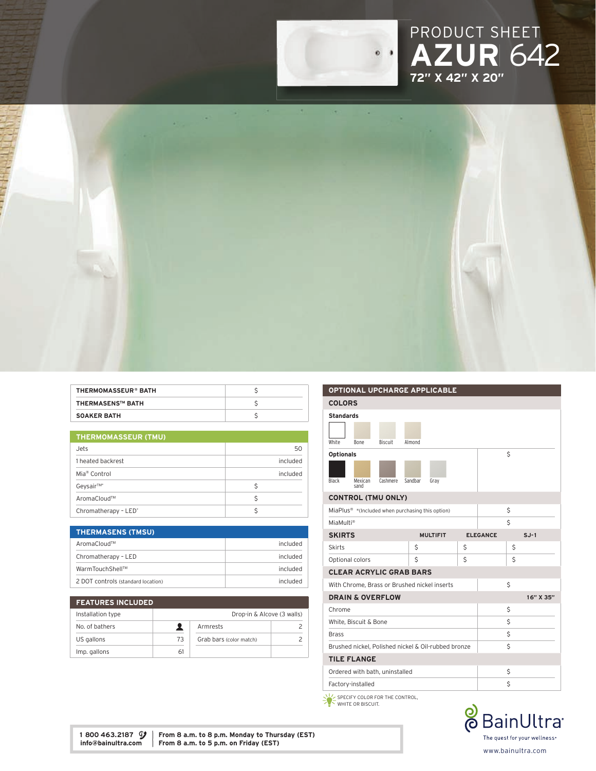# PRODUCT SHEET

# AZUR 642

**72" X 42" X 20"**

| | |
|---|---|
| **THERMOMASSEUR® BATH** | $ |
| **THERMASENS™ BATH** | $ |
| **SOAKER BATH** | $ |

| **THERMOMASSEUR (TMU)** | |
|---|---|
| Jets | 50 |
| 1 heated backrest | included |
| Mia® Control | included |
| Geysair™* | $ |
| AromaCloud™ | $ |
| Chromatherapy - LED* | $ |

| **THERMASENS (TMSU)** | |
|---|---|
| AromaCloud™ | included |
| Chromatherapy - LED | included |
| WarmTouchShell™ | included |
| 2 DOT controls (standard location) | included |

| **FEATURES INCLUDED** | | | |
|---|---|---|---|
| Installation type | Drop-in & Alcove (3 walls) | | |
| No. of bathers | 👤 | Armrests | 2 |
| US gallons | 73 | Grab bars (color match) | 2 |
| Imp. gallons | 61 | | |

## OPTIONAL UPCHARGE APPLICABLE

### COLORS

**Standards**

White, Bone, Biscuit, Almond

**Optionals** — $

Black, Mexican sand, Cashmere, Sandbar, Gray

| **CONTROL (TMU ONLY)** | |
|---|---|
| MiaPlus® *(Included when purchasing this option) | $ |
| MiaMulti® | $ |

| **SKIRTS** | **MULTIFIT** | **ELEGANCE** | **SJ-1** |
|---|---|---|---|
| Skirts | $ | $ | $ |
| Optional colors | $ | $ | $ |

| **CLEAR ACRYLIC GRAB BARS** | |
|---|---|
| With Chrome, Brass or Brushed nickel inserts | $ |

| **DRAIN & OVERFLOW** | **16" X 35"** |
|---|---|
| Chrome | $ |
| White, Biscuit & Bone | $ |
| Brass | $ |
| Brushed nickel, Polished nickel & Oil-rubbed bronze | $ |

| **TILE FLANGE** | |
|---|---|
| Ordered with bath, uninstalled | $ |
| Factory-installed | $ |

SPECIFY COLOR FOR THE CONTROL, WHITE OR BISCUIT.

1 800 463.2187
info@bainultra.com

From 8 a.m. to 8 p.m. Monday to Thursday (EST)
From 8 a.m. to 5 p.m. on Friday (EST)

BainUltra — The quest for your wellness

www.bainultra.com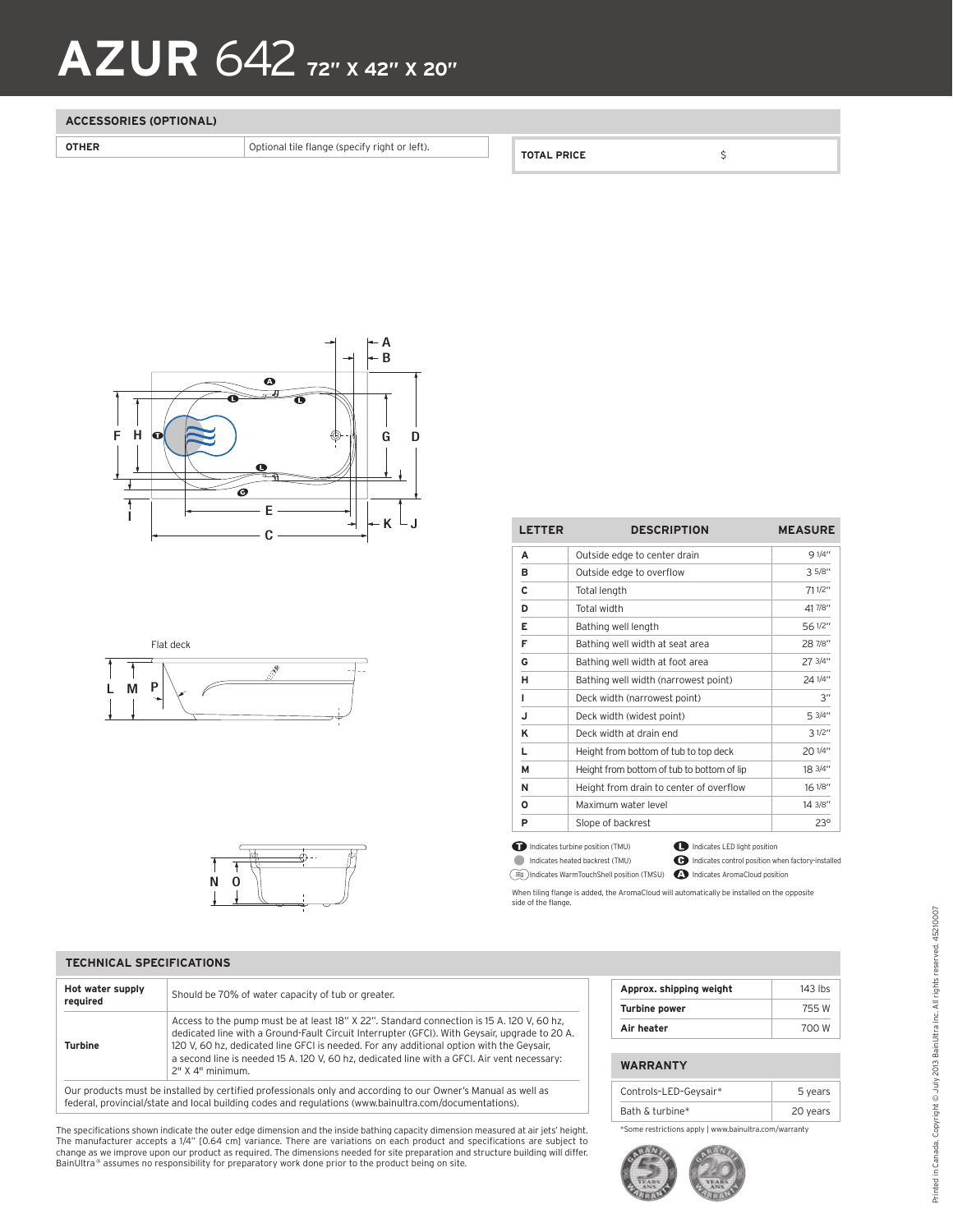# AZUR 642 72" X 42" X 20"

## ACCESSORIES (OPTIONAL)

| | |
|---|---|
| **OTHER** | Optional tile flange (specify right or left). |

| | |
|---|---|
| **TOTAL PRICE** | $ |

A
B
F H G D
I E K J
C

Flat deck

L M P

N O

| LETTER | DESCRIPTION | MEASURE |
|---|---|---|
| A | Outside edge to center drain | 9 1/4" |
| B | Outside edge to overflow | 3 5/8" |
| C | Total length | 71 1/2" |
| D | Total width | 41 7/8" |
| E | Bathing well length | 56 1/2" |
| F | Bathing well width at seat area | 28 7/8" |
| G | Bathing well width at foot area | 27 3/4" |
| H | Bathing well width (narrowest point) | 24 1/4" |
| I | Deck width (narrowest point) | 3" |
| J | Deck width (widest point) | 5 3/4" |
| K | Deck width at drain end | 3 1/2" |
| L | Height from bottom of tub to top deck | 20 1/4" |
| M | Height from bottom of tub to bottom of lip | 18 3/4" |
| N | Height from drain to center of overflow | 16 1/8" |
| O | Maximum water level | 14 3/8" |
| P | Slope of backrest | 23° |

T Indicates turbine position (TMU)
Indicates heated backrest (TMU)
Indicates WarmTouchShell position (TMSU)
L Indicates LED light position
C Indicates control position when factory-installed
A Indicates AromaCloud position

When tiling flange is added, the AromaCloud will automatically be installed on the opposite side of the flange.

## TECHNICAL SPECIFICATIONS

| | |
|---|---|
| **Hot water supply required** | Should be 70% of water capacity of tub or greater. |
| **Turbine** | Access to the pump must be at least 18" X 22". Standard connection is 15 A. 120 V, 60 hz, dedicated line with a Ground-Fault Circuit Interrupter (GFCI). With Geysair, upgrade to 20 A. 120 V, 60 hz, dedicated line GFCI is needed. For any additional option with the Geysair, a second line is needed 15 A. 120 V, 60 hz, dedicated line with a GFCI. Air vent necessary: 2" X 4" minimum. |

Our products must be installed by certified professionals only and according to our Owner's Manual as well as federal, provincial/state and local building codes and regulations (www.bainultra.com/documentations).

| | |
|---|---|
| **Approx. shipping weight** | 143 lbs |
| **Turbine power** | 755 W |
| **Air heater** | 700 W |

## WARRANTY

| | |
|---|---|
| Controls-LED-Geysair* | 5 years |
| Bath & turbine* | 20 years |

*Some restrictions apply | www.bainultra.com/warranty

The specifications shown indicate the outer edge dimension and the inside bathing capacity dimension measured at air jets' height. The manufacturer accepts a 1/4" [0.64 cm] variance. There are variations on each product and specifications are subject to change as we improve upon our product as required. The dimensions needed for site preparation and structure building will differ. BainUltra® assumes no responsibility for preparatory work done prior to the product being on site.

Printed in Canada. Copyright © July 2013 BainUltra Inc. All rights reserved. 45210007